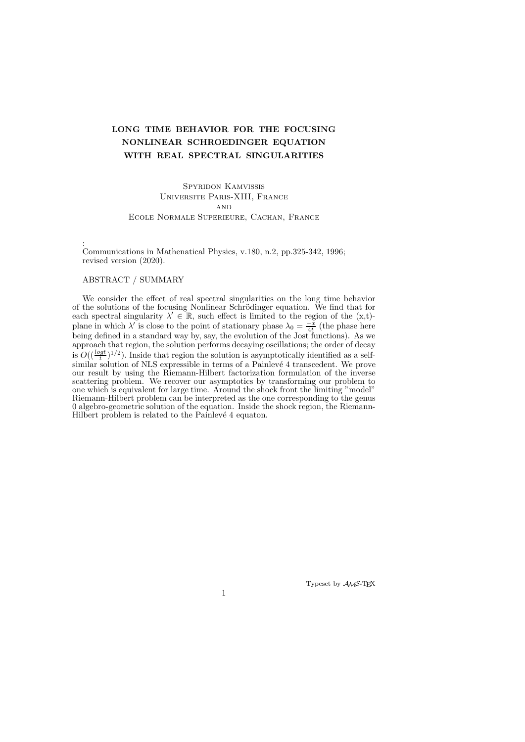# LONG TIME BEHAVIOR FOR THE FOCUSING NONLINEAR SCHROEDINGER EQUATION WITH REAL SPECTRAL SINGULARITIES

Spyridon Kamvissis
Universite Paris-XIII, France
and
Ecole Normale Superieure, Cachan, France

:
Communications in Mathematical Physics, v.180, n.2, pp.325-342, 1996; revised version (2020).

ABSTRACT / SUMMARY

We consider the effect of real spectral singularities on the long time behavior of the solutions of the focusing Nonlinear Schrödinger equation. We find that for each spectral singularity $\lambda' \in \mathbb{R}$, such effect is limited to the region of the (x,t)-plane in which $\lambda'$ is close to the point of stationary phase $\lambda_0 = \frac{-x}{4t}$ (the phase here being defined in a standard way by, say, the evolution of the Jost functions). As we approach that region, the solution performs decaying oscillations; the order of decay is $O((\frac{logt}{t})^{1/2})$. Inside that region the solution is asymptotically identified as a self-similar solution of NLS expressible in terms of a Painlevé 4 transcedent. We prove our result by using the Riemann-Hilbert factorization formulation of the inverse scattering problem. We recover our asymptotics by transforming our problem to one which is equivalent for large time. Around the shock front the limiting "model" Riemann-Hilbert problem can be interpreted as the one corresponding to the genus 0 algebro-geometric solution of the equation. Inside the shock region, the Riemann-Hilbert problem is related to the Painlevé 4 equaton.

Typeset by $\mathcal{AMS}$-TEX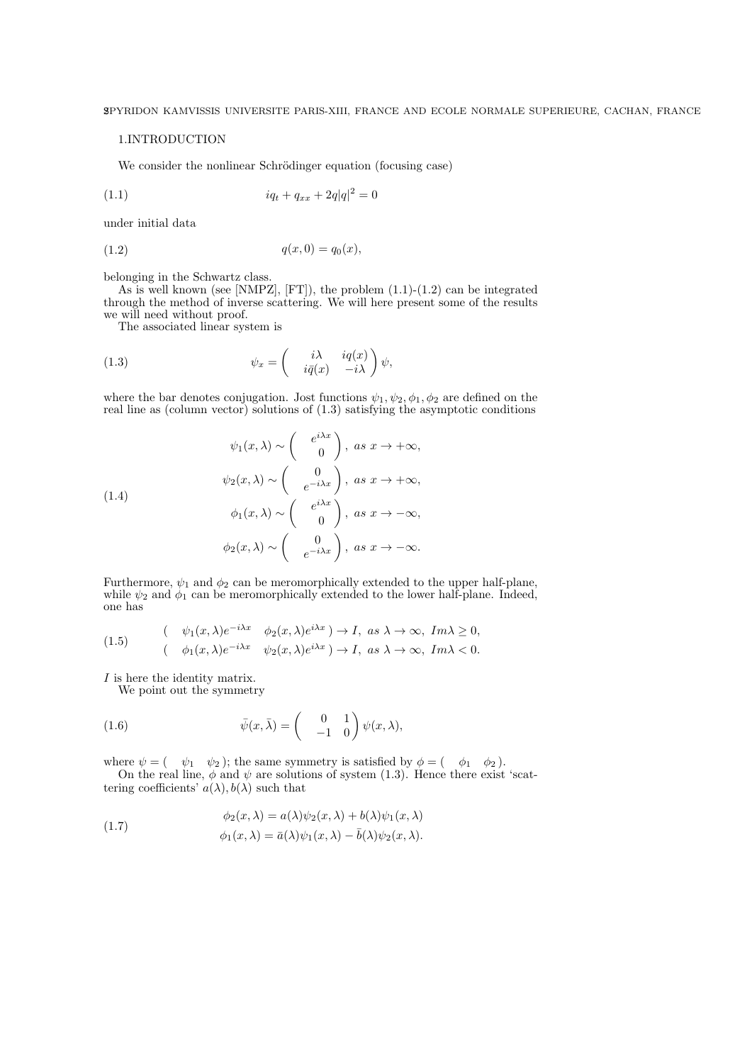## 1.INTRODUCTION

We consider the nonlinear Schrödinger equation (focusing case)

$$iq_t + q_{xx} + 2q|q|^2 = 0 \tag{1.1}$$

under initial data

$$q(x,0) = q_0(x), \tag{1.2}$$

belonging in the Schwartz class.

As is well known (see [NMPZ], [FT]), the problem (1.1)-(1.2) can be integrated through the method of inverse scattering. We will here present some of the results we will need without proof.

The associated linear system is

$$\psi_x = \begin{pmatrix} i\lambda & iq(x) \\ i\bar{q}(x) & -i\lambda \end{pmatrix} \psi, \tag{1.3}$$

where the bar denotes conjugation. Jost functions $\psi_1, \psi_2, \phi_1, \phi_2$ are defined on the real line as (column vector) solutions of (1.3) satisfying the asymptotic conditions

$$\begin{aligned}
\psi_1(x,\lambda) &\sim \begin{pmatrix} e^{i\lambda x} \\ 0 \end{pmatrix}, \ as\ x \to +\infty, \\
\psi_2(x,\lambda) &\sim \begin{pmatrix} 0 \\ e^{-i\lambda x} \end{pmatrix}, \ as\ x \to +\infty, \\
\phi_1(x,\lambda) &\sim \begin{pmatrix} e^{i\lambda x} \\ 0 \end{pmatrix}, \ as\ x \to -\infty, \\
\phi_2(x,\lambda) &\sim \begin{pmatrix} 0 \\ e^{-i\lambda x} \end{pmatrix}, \ as\ x \to -\infty.
\end{aligned} \tag{1.4}$$

Furthermore, $\psi_1$ and $\phi_2$ can be meromorphically extended to the upper half-plane, while $\psi_2$ and $\phi_1$ can be meromorphically extended to the lower half-plane. Indeed, one has

$$\begin{aligned}
\begin{pmatrix} \psi_1(x,\lambda)e^{-i\lambda x} & \phi_2(x,\lambda)e^{i\lambda x} \end{pmatrix} &\to I, \ as\ \lambda \to \infty, \ Im\lambda \geq 0, \\
\begin{pmatrix} \phi_1(x,\lambda)e^{-i\lambda x} & \psi_2(x,\lambda)e^{i\lambda x} \end{pmatrix} &\to I, \ as\ \lambda \to \infty, \ Im\lambda < 0.
\end{aligned} \tag{1.5}$$

$I$ is here the identity matrix.

We point out the symmetry

$$\bar{\psi}(x,\bar{\lambda}) = \begin{pmatrix} 0 & 1 \\ -1 & 0 \end{pmatrix} \psi(x,\lambda), \tag{1.6}$$

where $\psi = \begin{pmatrix} \psi_1 & \psi_2 \end{pmatrix}$; the same symmetry is satisfied by $\phi = \begin{pmatrix} \phi_1 & \phi_2 \end{pmatrix}$.

On the real line, $\phi$ and $\psi$ are solutions of system (1.3). Hence there exist 'scattering coefficients' $a(\lambda), b(\lambda)$ such that

$$\begin{aligned}
\phi_2(x,\lambda) &= a(\lambda)\psi_2(x,\lambda) + b(\lambda)\psi_1(x,\lambda) \\
\phi_1(x,\lambda) &= \bar{a}(\lambda)\psi_1(x,\lambda) - \bar{b}(\lambda)\psi_2(x,\lambda).
\end{aligned} \tag{1.7}$$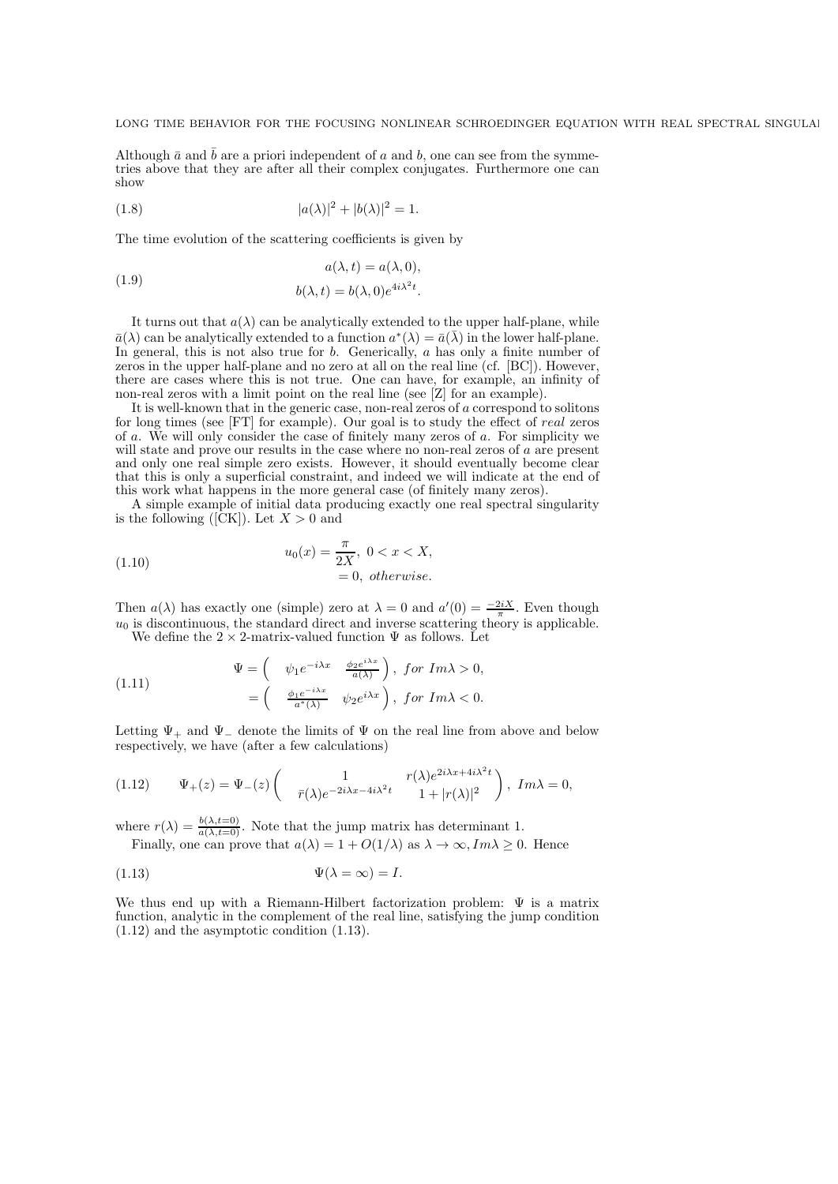Although $\bar{a}$ and $\bar{b}$ are a priori independent of $a$ and $b$, one can see from the symmetries above that they are after all their complex conjugates. Furthermore one can show

$$|a(\lambda)|^2 + |b(\lambda)|^2 = 1. \tag{1.8}$$

The time evolution of the scattering coefficients is given by

$$\begin{aligned} a(\lambda, t) &= a(\lambda, 0), \\ b(\lambda, t) &= b(\lambda, 0) e^{4i\lambda^2 t}. \end{aligned} \tag{1.9}$$

It turns out that $a(\lambda)$ can be analytically extended to the upper half-plane, while $\bar{a}(\lambda)$ can be analytically extended to a function $a^*(\lambda) = \bar{a}(\bar{\lambda})$ in the lower half-plane. In general, this is not also true for $b$. Generically, $a$ has only a finite number of zeros in the upper half-plane and no zero at all on the real line (cf. [BC]). However, there are cases where this is not true. One can have, for example, an infinity of non-real zeros with a limit point on the real line (see [Z] for an example).

It is well-known that in the generic case, non-real zeros of $a$ correspond to solitons for long times (see [FT] for example). Our goal is to study the effect of *real* zeros of $a$. We will only consider the case of finitely many zeros of $a$. For simplicity we will state and prove our results in the case where no non-real zeros of $a$ are present and only one real simple zero exists. However, it should eventually become clear that this is only a superficial constraint, and indeed we will indicate at the end of this work what happens in the more general case (of finitely many zeros).

A simple example of initial data producing exactly one real spectral singularity is the following ([CK]). Let $X > 0$ and

$$\begin{aligned} u_0(x) &= \frac{\pi}{2X}, \ 0 < x < X, \\ &= 0, \ otherwise. \end{aligned} \tag{1.10}$$

Then $a(\lambda)$ has exactly one (simple) zero at $\lambda = 0$ and $a'(0) = \frac{-2iX}{\pi}$. Even though $u_0$ is discontinuous, the standard direct and inverse scattering theory is applicable.

We define the $2 \times 2$-matrix-valued function $\Psi$ as follows. Let

$$\begin{aligned} \Psi &= \begin{pmatrix} \psi_1 e^{-i\lambda x} & \frac{\phi_2 e^{i\lambda x}}{a(\lambda)} \end{pmatrix}, \ for \ Im\lambda > 0, \\ &= \begin{pmatrix} \frac{\phi_1 e^{-i\lambda x}}{a^*(\lambda)} & \psi_2 e^{i\lambda x} \end{pmatrix}, \ for \ Im\lambda < 0. \end{aligned} \tag{1.11}$$

Letting $\Psi_+$ and $\Psi_-$ denote the limits of $\Psi$ on the real line from above and below respectively, we have (after a few calculations)

$$\Psi_+(z) = \Psi_-(z) \begin{pmatrix} 1 & r(\lambda) e^{2i\lambda x + 4i\lambda^2 t} \\ \bar{r}(\lambda) e^{-2i\lambda x - 4i\lambda^2 t} & 1 + |r(\lambda)|^2 \end{pmatrix}, \ Im\lambda = 0, \tag{1.12}$$

where $r(\lambda) = \frac{b(\lambda, t=0)}{a(\lambda, t=0)}$. Note that the jump matrix has determinant 1.

Finally, one can prove that $a(\lambda) = 1 + O(1/\lambda)$ as $\lambda \to \infty, Im\lambda \geq 0$. Hence

$$\Psi(\lambda = \infty) = I. \tag{1.13}$$

We thus end up with a Riemann-Hilbert factorization problem: $\Psi$ is a matrix function, analytic in the complement of the real line, satisfying the jump condition (1.12) and the asymptotic condition (1.13).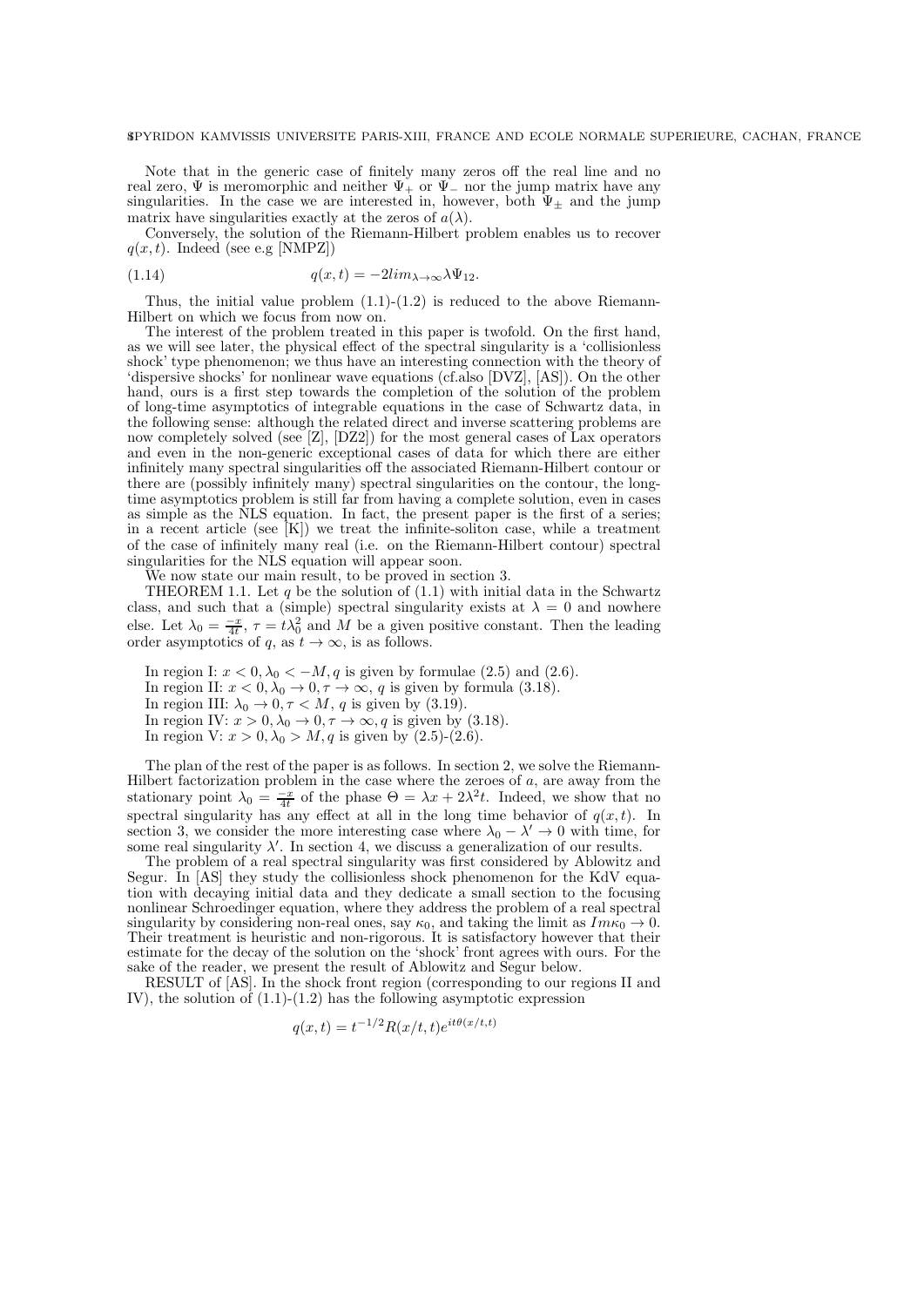Note that in the generic case of finitely many zeros off the real line and no real zero, $\Psi$ is meromorphic and neither $\Psi_+$ or $\Psi_-$ nor the jump matrix have any singularities. In the case we are interested in, however, both $\Psi_\pm$ and the jump matrix have singularities exactly at the zeros of $a(\lambda)$.

Conversely, the solution of the Riemann-Hilbert problem enables us to recover $q(x,t)$. Indeed (see e.g [NMPZ])

$$q(x,t) = -2lim_{\lambda\to\infty}\lambda\Psi_{12}. \tag{1.14}$$

Thus, the initial value problem (1.1)-(1.2) is reduced to the above Riemann-Hilbert on which we focus from now on.

The interest of the problem treated in this paper is twofold. On the first hand, as we will see later, the physical effect of the spectral singularity is a 'collisionless shock' type phenomenon; we thus have an interesting connection with the theory of 'dispersive shocks' for nonlinear wave equations (cf.also [DVZ], [AS]). On the other hand, ours is a first step towards the completion of the solution of the problem of long-time asymptotics of integrable equations in the case of Schwartz data, in the following sense: although the related direct and inverse scattering problems are now completely solved (see [Z], [DZ2]) for the most general cases of Lax operators and even in the non-generic exceptional cases of data for which there are either infinitely many spectral singularities off the associated Riemann-Hilbert contour or there are (possibly infinitely many) spectral singularities on the contour, the long-time asymptotics problem is still far from having a complete solution, even in cases as simple as the NLS equation. In fact, the present paper is the first of a series; in a recent article (see [K]) we treat the infinite-soliton case, while a treatment of the case of infinitely many real (i.e. on the Riemann-Hilbert contour) spectral singularities for the NLS equation will appear soon.

We now state our main result, to be proved in section 3.

THEOREM 1.1. Let $q$ be the solution of (1.1) with initial data in the Schwartz class, and such that a (simple) spectral singularity exists at $\lambda = 0$ and nowhere else. Let $\lambda_0 = \frac{-x}{4t}$, $\tau = t\lambda_0^2$ and $M$ be a given positive constant. Then the leading order asymptotics of $q$, as $t \to \infty$, is as follows.

In region I: $x < 0, \lambda_0 < -M, q$ is given by formulae (2.5) and (2.6).
In region II: $x < 0, \lambda_0 \to 0, \tau \to \infty$, $q$ is given by formula (3.18).
In region III: $\lambda_0 \to 0, \tau < M$, $q$ is given by (3.19).
In region IV: $x > 0, \lambda_0 \to 0, \tau \to \infty, q$ is given by (3.18).
In region V: $x > 0, \lambda_0 > M, q$ is given by (2.5)-(2.6).

The plan of the rest of the paper is as follows. In section 2, we solve the Riemann-Hilbert factorization problem in the case where the zeroes of $a$, are away from the stationary point $\lambda_0 = \frac{-x}{4t}$ of the phase $\Theta = \lambda x + 2\lambda^2 t$. Indeed, we show that no spectral singularity has any effect at all in the long time behavior of $q(x,t)$. In section 3, we consider the more interesting case where $\lambda_0 - \lambda' \to 0$ with time, for some real singularity $\lambda'$. In section 4, we discuss a generalization of our results.

The problem of a real spectral singularity was first considered by Ablowitz and Segur. In [AS] they study the collisionless shock phenomenon for the KdV equation with decaying initial data and they dedicate a small section to the focusing nonlinear Schroedinger equation, where they address the problem of a real spectral singularity by considering non-real ones, say $\kappa_0$, and taking the limit as $Im\kappa_0 \to 0$. Their treatment is heuristic and non-rigorous. It is satisfactory however that their estimate for the decay of the solution on the 'shock' front agrees with ours. For the sake of the reader, we present the result of Ablowitz and Segur below.

RESULT of [AS]. In the shock front region (corresponding to our regions II and IV), the solution of (1.1)-(1.2) has the following asymptotic expression

$$q(x,t) = t^{-1/2}R(x/t,t)e^{it\theta(x/t,t)}$$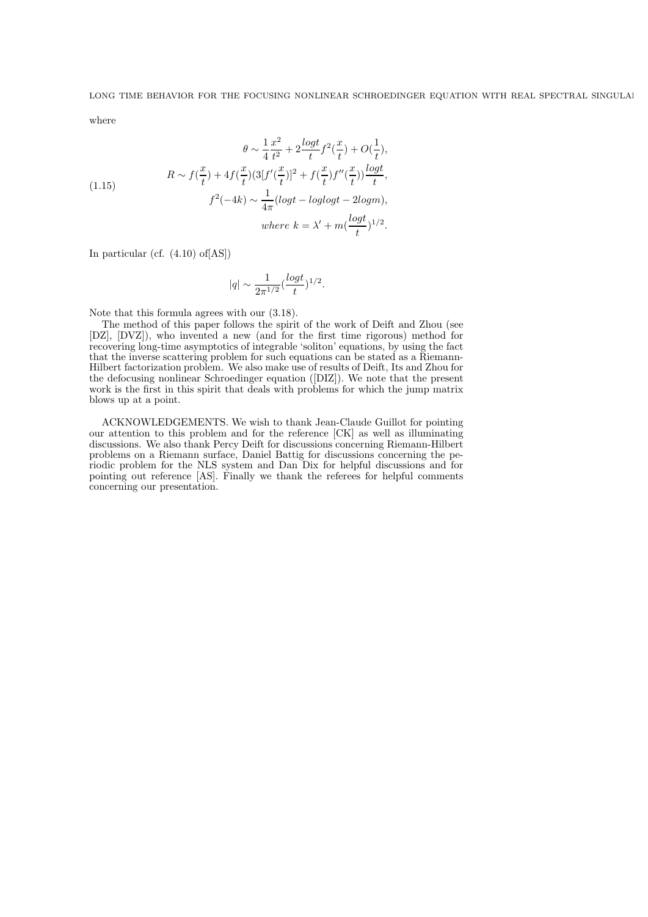where

$$
\begin{aligned}
\theta &\sim \frac{1}{4}\frac{x^2}{t^2} + 2\frac{logt}{t}f^2(\frac{x}{t}) + O(\frac{1}{t}),\\
R &\sim f(\frac{x}{t}) + 4f(\frac{x}{t})(3[f'(\frac{x}{t})]^2 + f(\frac{x}{t})f''(\frac{x}{t}))\frac{logt}{t},\\
f^2(-4k) &\sim \frac{1}{4\pi}(logt - loglogt - 2logm),\\
&\quad where\ k = \lambda' + m(\frac{logt}{t})^{1/2}.
\end{aligned}
\tag{1.15}
$$

In particular (cf. (4.10) of[AS])

$$
|q| \sim \frac{1}{2\pi^{1/2}}(\frac{logt}{t})^{1/2}.
$$

Note that this formula agrees with our (3.18).

The method of this paper follows the spirit of the work of Deift and Zhou (see [DZ], [DVZ]), who invented a new (and for the first time rigorous) method for recovering long-time asymptotics of integrable 'soliton' equations, by using the fact that the inverse scattering problem for such equations can be stated as a Riemann-Hilbert factorization problem. We also make use of results of Deift, Its and Zhou for the defocusing nonlinear Schroedinger equation ([DIZ]). We note that the present work is the first in this spirit that deals with problems for which the jump matrix blows up at a point.

ACKNOWLEDGEMENTS. We wish to thank Jean-Claude Guillot for pointing our attention to this problem and for the reference [CK] as well as illuminating discussions. We also thank Percy Deift for discussions concerning Riemann-Hilbert problems on a Riemann surface, Daniel Battig for discussions concerning the periodic problem for the NLS system and Dan Dix for helpful discussions and for pointing out reference [AS]. Finally we thank the referees for helpful comments concerning our presentation.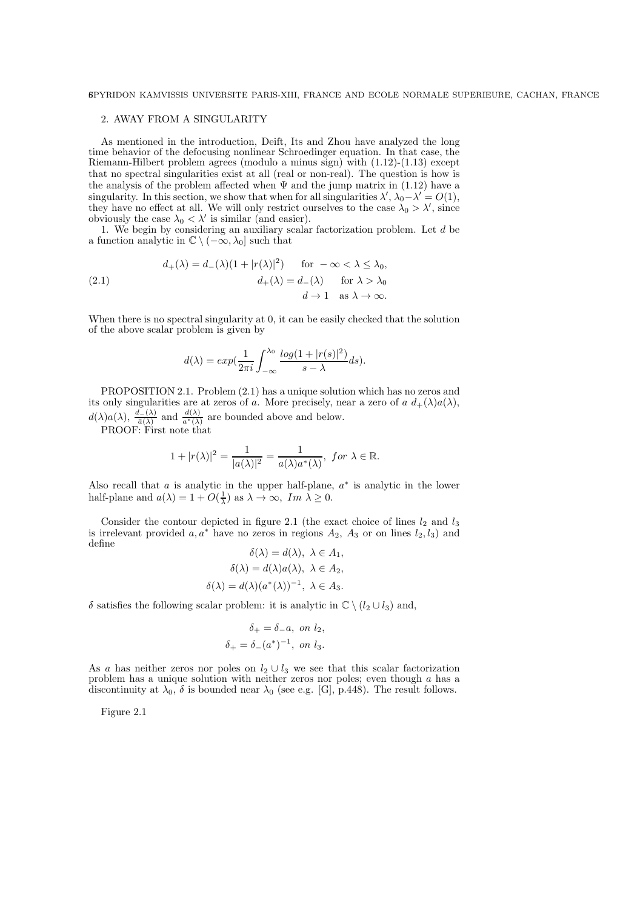## 2. AWAY FROM A SINGULARITY

As mentioned in the introduction, Deift, Its and Zhou have analyzed the long time behavior of the defocusing nonlinear Schroedinger equation. In that case, the Riemann-Hilbert problem agrees (modulo a minus sign) with (1.12)-(1.13) except that no spectral singularities exist at all (real or non-real). The question is how is the analysis of the problem affected when $\Psi$ and the jump matrix in (1.12) have a singularity. In this section, we show that when for all singularities $\lambda'$, $\lambda_0 - \lambda' = O(1)$, they have no effect at all. We will only restrict ourselves to the case $\lambda_0 > \lambda'$, since obviously the case $\lambda_0 < \lambda'$ is similar (and easier).

1. We begin by considering an auxiliary scalar factorization problem. Let $d$ be a function analytic in $\mathbb{C} \setminus (-\infty, \lambda_0]$ such that

$$
\begin{aligned}
d_+(\lambda) &= d_-(\lambda)(1 + |r(\lambda)|^2) \quad \text{ for } -\infty < \lambda \leq \lambda_0, \\
d_+(\lambda) &= d_-(\lambda) \quad \text{ for } \lambda > \lambda_0 \\
d &\to 1 \quad \text{as } \lambda \to \infty.
\end{aligned}
\tag{2.1}
$$

When there is no spectral singularity at 0, it can be easily checked that the solution of the above scalar problem is given by

$$
d(\lambda) = exp(\frac{1}{2\pi i} \int_{-\infty}^{\lambda_0} \frac{log(1 + |r(s)|^2)}{s - \lambda} ds).
$$

PROPOSITION 2.1. Problem (2.1) has a unique solution which has no zeros and its only singularities are at zeros of $a$. More precisely, near a zero of $a$ $d_+(\lambda)a(\lambda)$, $d(\lambda)a(\lambda)$, $\frac{d_-(\lambda)}{\bar{a}(\lambda)}$ and $\frac{d(\lambda)}{a^*(\lambda)}$ are bounded above and below.

PROOF: First note that

$$
1 + |r(\lambda)|^2 = \frac{1}{|a(\lambda)|^2} = \frac{1}{a(\lambda)a^*(\lambda)}, \ for \ \lambda \in \mathbb{R}.
$$

Also recall that $a$ is analytic in the upper half-plane, $a^*$ is analytic in the lower half-plane and $a(\lambda) = 1 + O(\frac{1}{\lambda})$ as $\lambda \to \infty$, $Im \ \lambda \geq 0$.

Consider the contour depicted in figure 2.1 (the exact choice of lines $l_2$ and $l_3$ is irrelevant provided $a, a^*$ have no zeros in regions $A_2$, $A_3$ or on lines $l_2, l_3$) and define

$$
\begin{aligned}
\delta(\lambda) &= d(\lambda), \ \lambda \in A_1, \\
\delta(\lambda) &= d(\lambda)a(\lambda), \ \lambda \in A_2, \\
\delta(\lambda) &= d(\lambda)(a^*(\lambda))^{-1}, \ \lambda \in A_3.
\end{aligned}
$$

$\delta$ satisfies the following scalar problem: it is analytic in $\mathbb{C} \setminus (l_2 \cup l_3)$ and,

$$
\begin{aligned}
\delta_+ &= \delta_- a, \ on \ l_2, \\
\delta_+ &= \delta_- (a^*)^{-1}, \ on \ l_3.
\end{aligned}
$$

As $a$ has neither zeros nor poles on $l_2 \cup l_3$ we see that this scalar factorization problem has a unique solution with neither zeros nor poles; even though $a$ has a discontinuity at $\lambda_0$, $\delta$ is bounded near $\lambda_0$ (see e.g. [G], p.448). The result follows.

Figure 2.1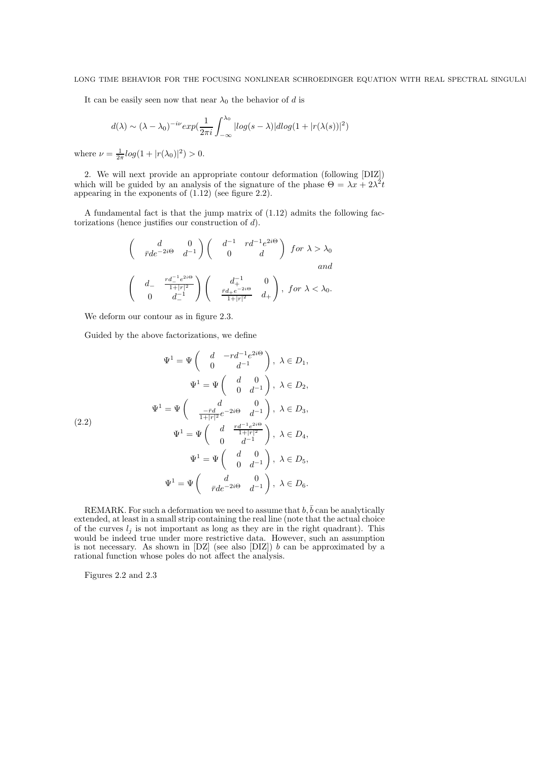It can be easily seen now that near $\lambda_0$ the behavior of $d$ is

$$d(\lambda) \sim (\lambda - \lambda_0)^{-i\nu} exp(\frac{1}{2\pi i}\int_{-\infty}^{\lambda_0} |log(s-\lambda)| dlog(1+|r(\lambda(s))|^2)$$

where $\nu = \frac{1}{2\pi} log(1+|r(\lambda_0)|^2) > 0$.

2. We will next provide an appropriate contour deformation (following [DIZ]) which will be guided by an analysis of the signature of the phase $\Theta = \lambda x + 2\lambda^2 t$ appearing in the exponents of (1.12) (see figure 2.2).

A fundamental fact is that the jump matrix of (1.12) admits the following factorizations (hence justifies our construction of $d$).

$$\begin{pmatrix} d & 0 \\ \bar{r} d e^{-2i\Theta} & d^{-1} \end{pmatrix} \begin{pmatrix} d^{-1} & r d^{-1} e^{2i\Theta} \\ 0 & d \end{pmatrix} \; for \; \lambda > \lambda_0$$

$$and$$

$$\begin{pmatrix} d_- & \frac{r d_-^{-1} e^{2i\Theta}}{1+|r|^2} \\ 0 & d_-^{-1} \end{pmatrix} \begin{pmatrix} d_+^{-1} & 0 \\ \frac{\bar{r} d_+ e^{-2i\Theta}}{1+|r|^2} & d_+ \end{pmatrix}, \; for \; \lambda < \lambda_0.$$

We deform our contour as in figure 2.3.

Guided by the above factorizations, we define

$$\begin{aligned}
\Psi^1 &= \Psi \begin{pmatrix} d & -r d^{-1} e^{2i\Theta} \\ 0 & d^{-1} \end{pmatrix}, \; \lambda \in D_1, \\
\Psi^1 &= \Psi \begin{pmatrix} d & 0 \\ 0 & d^{-1} \end{pmatrix}, \; \lambda \in D_2, \\
\Psi^1 &= \Psi \begin{pmatrix} d & 0 \\ \frac{-\bar{r} d}{1+|r|^2} e^{-2i\Theta} & d^{-1} \end{pmatrix}, \; \lambda \in D_3, \\
\Psi^1 &= \Psi \begin{pmatrix} d & \frac{r d^{-1} e^{2i\Theta}}{1+|r|^2} \\ 0 & d^{-1} \end{pmatrix}, \; \lambda \in D_4, \\
\Psi^1 &= \Psi \begin{pmatrix} d & 0 \\ 0 & d^{-1} \end{pmatrix}, \; \lambda \in D_5, \\
\Psi^1 &= \Psi \begin{pmatrix} d & 0 \\ \bar{r} d e^{-2i\Theta} & d^{-1} \end{pmatrix}, \; \lambda \in D_6.
\end{aligned} \tag{2.2}$$

REMARK. For such a deformation we need to assume that $b, \bar{b}$ can be analytically extended, at least in a small strip containing the real line (note that the actual choice of the curves $l_j$ is not important as long as they are in the right quadrant). This would be indeed true under more restrictive data. However, such an assumption is not necessary. As shown in [DZ] (see also [DIZ]) $b$ can be approximated by a rational function whose poles do not affect the analysis.

Figures 2.2 and 2.3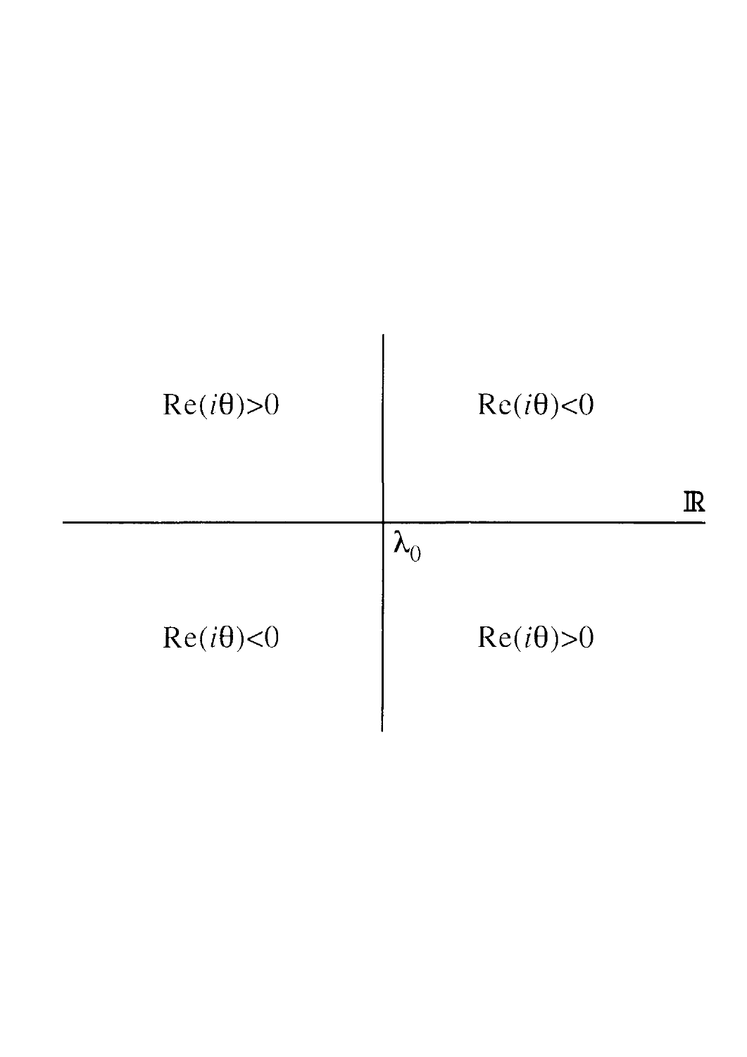$\text{Re}(i\theta)>0$

$\text{Re}(i\theta)<0$

$\mathbb{R}$

$\lambda_0$

$\text{Re}(i\theta)<0$

$\text{Re}(i\theta)>0$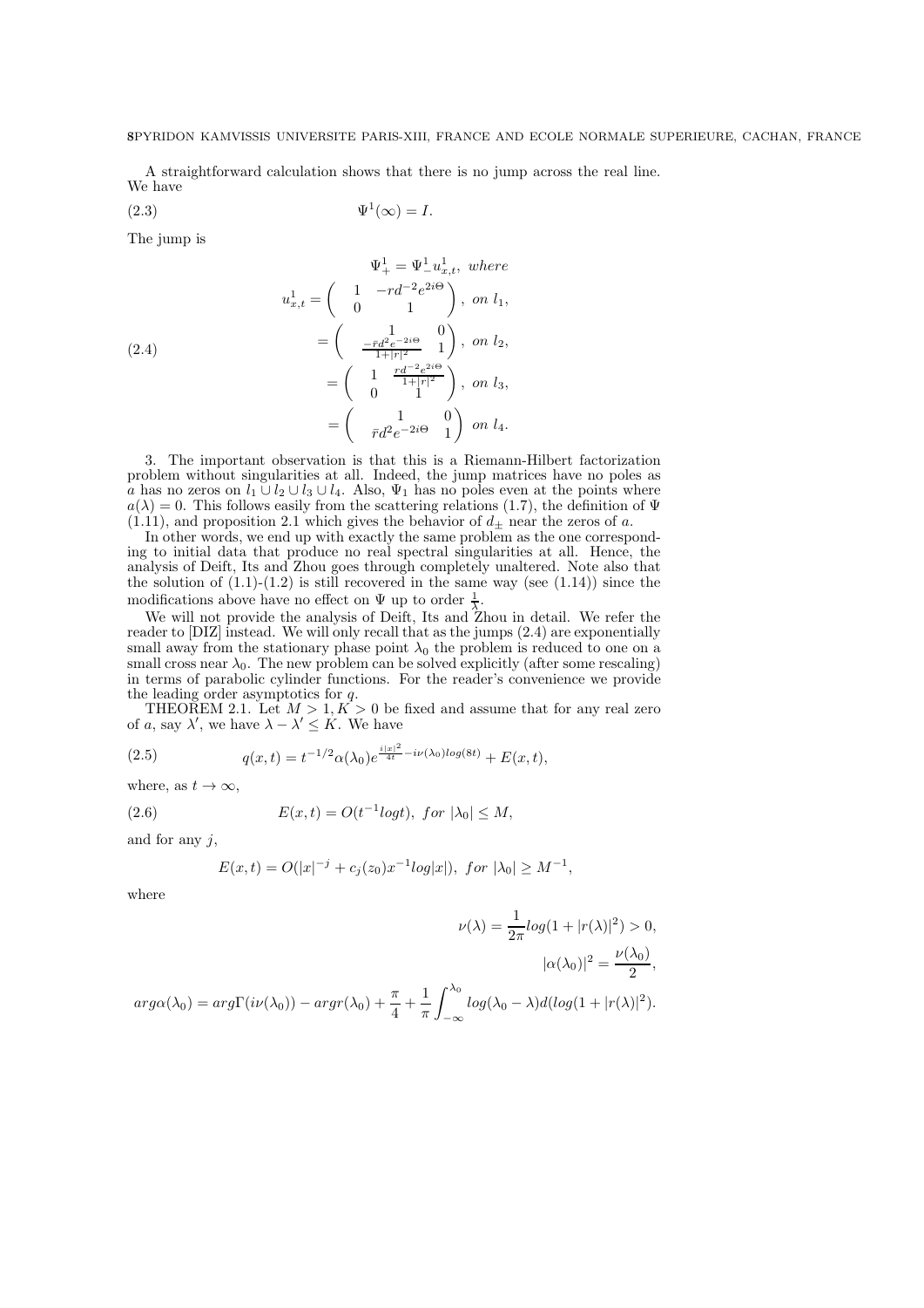A straightforward calculation shows that there is no jump across the real line. We have

$$\Psi^1(\infty) = I. \tag{2.3}$$

The jump is

$$\Psi^1_+ = \Psi^1_- u^1_{x,t}, \ where$$

$$
\begin{aligned}
u^1_{x,t} &= \begin{pmatrix} 1 & -rd^{-2}e^{2i\Theta} \\ 0 & 1 \end{pmatrix}, \ on \ l_1, \\
&= \begin{pmatrix} 1 & 0 \\ \frac{-\bar{r}d^2e^{-2i\Theta}}{1+|r|^2} & 1 \end{pmatrix}, \ on \ l_2, \\
&= \begin{pmatrix} 1 & \frac{rd^{-2}e^{2i\Theta}}{1+|r|^2} \\ 0 & 1 \end{pmatrix}, \ on \ l_3, \\
&= \begin{pmatrix} 1 & 0 \\ \bar{r}d^2e^{-2i\Theta} & 1 \end{pmatrix} \ on \ l_4.
\end{aligned}
\tag{2.4}
$$

3. The important observation is that this is a Riemann-Hilbert factorization problem without singularities at all. Indeed, the jump matrices have no poles as $a$ has no zeros on $l_1 \cup l_2 \cup l_3 \cup l_4$. Also, $\Psi_1$ has no poles even at the points where $a(\lambda) = 0$. This follows easily from the scattering relations (1.7), the definition of $\Psi$ (1.11), and proposition 2.1 which gives the behavior of $d_\pm$ near the zeros of $a$.

In other words, we end up with exactly the same problem as the one corresponding to initial data that produce no real spectral singularities at all. Hence, the analysis of Deift, Its and Zhou goes through completely unaltered. Note also that the solution of (1.1)-(1.2) is still recovered in the same way (see (1.14)) since the modifications above have no effect on $\Psi$ up to order $\frac{1}{\lambda}$.

We will not provide the analysis of Deift, Its and Zhou in detail. We refer the reader to [DIZ] instead. We will only recall that as the jumps (2.4) are exponentially small away from the stationary phase point $\lambda_0$ the problem is reduced to one on a small cross near $\lambda_0$. The new problem can be solved explicitly (after some rescaling) in terms of parabolic cylinder functions. For the reader's convenience we provide the leading order asymptotics for $q$.

THEOREM 2.1. Let $M > 1, K > 0$ be fixed and assume that for any real zero of $a$, say $\lambda'$, we have $\lambda - \lambda' \leq K$. We have

$$q(x,t) = t^{-1/2}\alpha(\lambda_0)e^{\frac{i|x|^2}{4t} - i\nu(\lambda_0)log(8t)} + E(x,t), \tag{2.5}$$

where, as $t \to \infty$,

$$E(x,t) = O(t^{-1}logt), \ for \ |\lambda_0| \leq M, \tag{2.6}$$

and for any $j$,

$$E(x,t) = O(|x|^{-j} + c_j(z_0)x^{-1}log|x|), \ for \ |\lambda_0| \geq M^{-1},$$

where

$$\nu(\lambda) = \frac{1}{2\pi}log(1 + |r(\lambda)|^2) > 0,$$

$$|\alpha(\lambda_0)|^2 = \frac{\nu(\lambda_0)}{2},$$

$$arg\alpha(\lambda_0) = arg\Gamma(i\nu(\lambda_0)) - argr(\lambda_0) + \frac{\pi}{4} + \frac{1}{\pi}\int_{-\infty}^{\lambda_0} log(\lambda_0 - \lambda)d(log(1 + |r(\lambda)|^2).$$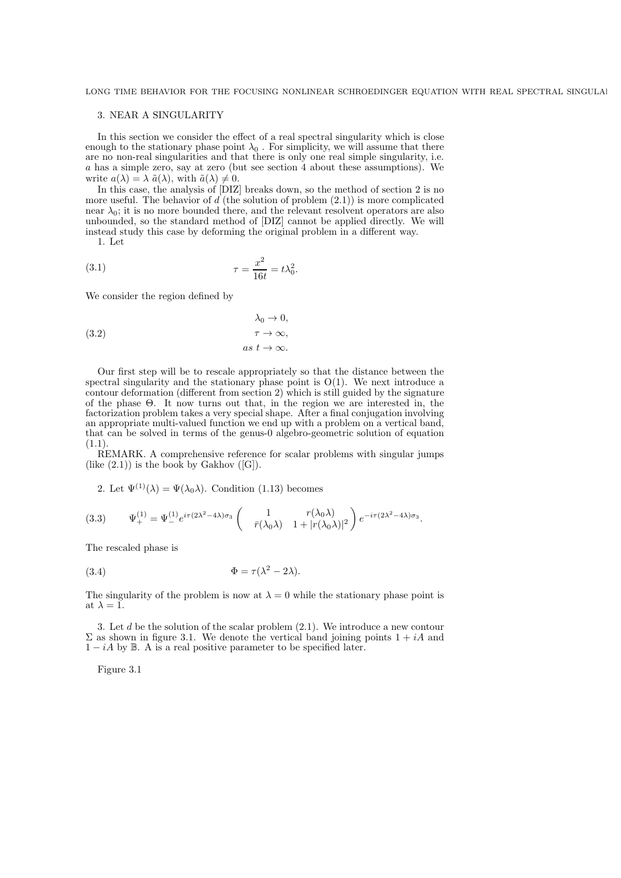## 3. NEAR A SINGULARITY

In this section we consider the effect of a real spectral singularity which is close enough to the stationary phase point $\lambda_0$ . For simplicity, we will assume that there are no non-real singularities and that there is only one real simple singularity, i.e. $a$ has a simple zero, say at zero (but see section 4 about these assumptions). We write $a(\lambda) = \lambda\ \tilde{a}(\lambda)$, with $\tilde{a}(\lambda) \neq 0$.

In this case, the analysis of [DIZ] breaks down, so the method of section 2 is no more useful. The behavior of $d$ (the solution of problem (2.1)) is more complicated near $\lambda_0$; it is no more bounded there, and the relevant resolvent operators are also unbounded, so the standard method of [DIZ] cannot be applied directly. We will instead study this case by deforming the original problem in a different way.

1. Let

$$\tau = \frac{x^2}{16t} = t\lambda_0^2. \tag{3.1}$$

We consider the region defined by

$$\begin{aligned} \lambda_0 &\to 0, \\ \tau &\to \infty, \\ as\ t &\to \infty. \end{aligned} \tag{3.2}$$

Our first step will be to rescale appropriately so that the distance between the spectral singularity and the stationary phase point is O(1). We next introduce a contour deformation (different from section 2) which is still guided by the signature of the phase $\Theta$. It now turns out that, in the region we are interested in, the factorization problem takes a very special shape. After a final conjugation involving an appropriate multi-valued function we end up with a problem on a vertical band, that can be solved in terms of the genus-0 algebro-geometric solution of equation (1.1).

REMARK. A comprehensive reference for scalar problems with singular jumps (like (2.1)) is the book by Gakhov ([G]).

2. Let $\Psi^{(1)}(\lambda) = \Psi(\lambda_0\lambda)$. Condition (1.13) becomes

$$\Psi_+^{(1)} = \Psi_-^{(1)} e^{i\tau(2\lambda^2 - 4\lambda)\sigma_3} \begin{pmatrix} 1 & r(\lambda_0\lambda) \\ \bar{r}(\lambda_0\lambda) & 1 + |r(\lambda_0\lambda)|^2 \end{pmatrix} e^{-i\tau(2\lambda^2 - 4\lambda)\sigma_3}. \tag{3.3}$$

The rescaled phase is

$$\Phi = \tau(\lambda^2 - 2\lambda). \tag{3.4}$$

The singularity of the problem is now at $\lambda = 0$ while the stationary phase point is at $\lambda = 1$.

3. Let $d$ be the solution of the scalar problem (2.1). We introduce a new contour $\Sigma$ as shown in figure 3.1. We denote the vertical band joining points $1 + iA$ and $1 - iA$ by $\mathbb{B}$. A is a real positive parameter to be specified later.

Figure 3.1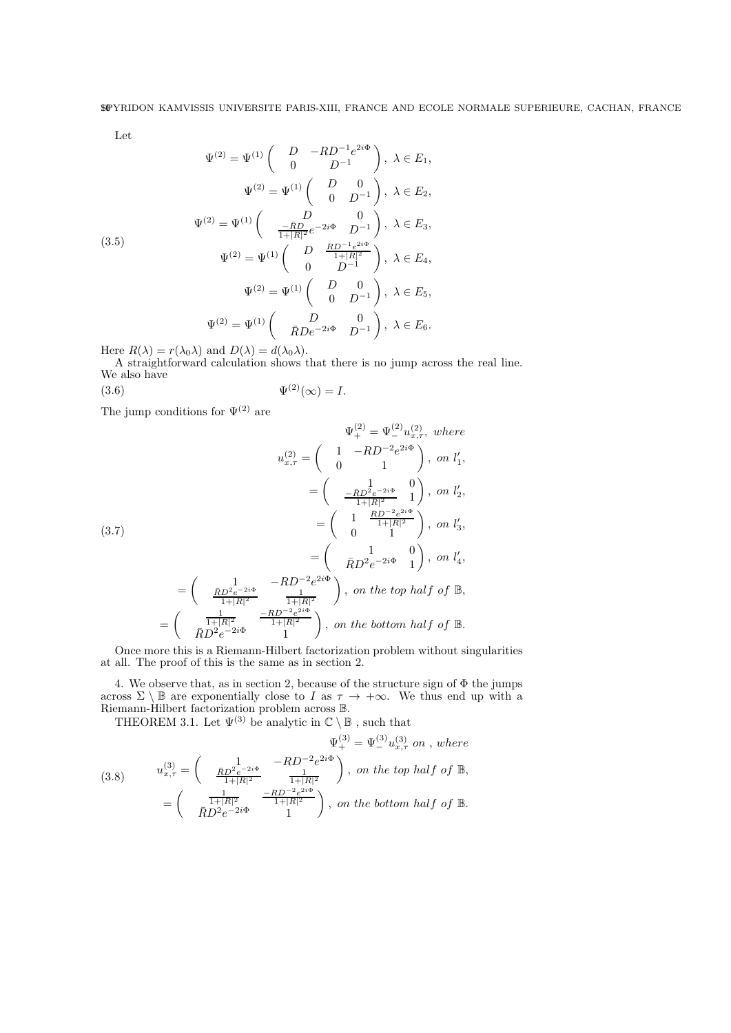Let

$$
\begin{aligned}
\Psi^{(2)} &= \Psi^{(1)} \begin{pmatrix} D & -RD^{-1}e^{2i\Phi} \\ 0 & D^{-1} \end{pmatrix}, \ \lambda \in E_1, \\
\Psi^{(2)} &= \Psi^{(1)} \begin{pmatrix} D & 0 \\ 0 & D^{-1} \end{pmatrix}, \ \lambda \in E_2, \\
\Psi^{(2)} &= \Psi^{(1)} \begin{pmatrix} D & 0 \\ \frac{-\bar{R}D}{1+|R|^2}e^{-2i\Phi} & D^{-1} \end{pmatrix}, \ \lambda \in E_3, \\
\Psi^{(2)} &= \Psi^{(1)} \begin{pmatrix} D & \frac{RD^{-1}e^{2i\Phi}}{1+|R|^2} \\ 0 & D^{-1} \end{pmatrix}, \ \lambda \in E_4, \\
\Psi^{(2)} &= \Psi^{(1)} \begin{pmatrix} D & 0 \\ 0 & D^{-1} \end{pmatrix}, \ \lambda \in E_5, \\
\Psi^{(2)} &= \Psi^{(1)} \begin{pmatrix} D & 0 \\ \bar{R}De^{-2i\Phi} & D^{-1} \end{pmatrix}, \ \lambda \in E_6.
\end{aligned} \tag{3.5}
$$

Here $R(\lambda) = r(\lambda_0\lambda)$ and $D(\lambda) = d(\lambda_0\lambda)$.

A straightforward calculation shows that there is no jump across the real line. We also have

$$\Psi^{(2)}(\infty) = I. \tag{3.6}$$

The jump conditions for $\Psi^{(2)}$ are

$$
\begin{aligned}
\Psi^{(2)}_+ &= \Psi^{(2)}_- u^{(2)}_{x,\tau}, \ \textit{where} \\
u^{(2)}_{x,\tau} &= \begin{pmatrix} 1 & -RD^{-2}e^{2i\Phi} \\ 0 & 1 \end{pmatrix}, \ \textit{on } l'_1, \\
&= \begin{pmatrix} 1 & 0 \\ \frac{-\bar{R}D^2e^{-2i\Phi}}{1+|R|^2} & 1 \end{pmatrix}, \ \textit{on } l'_2, \\
&= \begin{pmatrix} 1 & \frac{RD^{-2}e^{2i\Phi}}{1+|R|^2} \\ 0 & 1 \end{pmatrix}, \ \textit{on } l'_3, \\
&= \begin{pmatrix} 1 & 0 \\ \bar{R}D^2e^{-2i\Phi} & 1 \end{pmatrix}, \ \textit{on } l'_4, \\
&= \begin{pmatrix} 1 & -RD^{-2}e^{2i\Phi} \\ \frac{\bar{R}D^2e^{-2i\Phi}}{1+|R|^2} & \frac{1}{1+|R|^2} \end{pmatrix}, \ \textit{on the top half of } \mathbb{B}, \\
&= \begin{pmatrix} \frac{1}{1+|R|^2} & \frac{-RD^{-2}e^{2i\Phi}}{1+|R|^2} \\ \bar{R}D^2e^{-2i\Phi} & 1 \end{pmatrix}, \ \textit{on the bottom half of } \mathbb{B}.
\end{aligned} \tag{3.7}
$$

Once more this is a Riemann-Hilbert factorization problem without singularities at all. The proof of this is the same as in section 2.

4. We observe that, as in section 2, because of the structure sign of $\Phi$ the jumps across $\Sigma \setminus \mathbb{B}$ are exponentially close to $I$ as $\tau \to +\infty$. We thus end up with a Riemann-Hilbert factorization problem across $\mathbb{B}$.

THEOREM 3.1. Let $\Psi^{(3)}$ be analytic in $\mathbb{C} \setminus \mathbb{B}$ , such that

$$
\begin{aligned}
\Psi^{(3)}_+ &= \Psi^{(3)}_- u^{(3)}_{x,\tau} \ \textit{on} \ , \textit{where} \\
u^{(3)}_{x,\tau} &= \begin{pmatrix} 1 & -RD^{-2}e^{2i\Phi} \\ \frac{\bar{R}D^2e^{-2i\Phi}}{1+|R|^2} & \frac{1}{1+|R|^2} \end{pmatrix}, \ \textit{on the top half of } \mathbb{B}, \\
&= \begin{pmatrix} \frac{1}{1+|R|^2} & \frac{-RD^{-2}e^{2i\Phi}}{1+|R|^2} \\ \bar{R}D^2e^{-2i\Phi} & 1 \end{pmatrix}, \ \textit{on the bottom half of } \mathbb{B}.
\end{aligned} \tag{3.8}
$$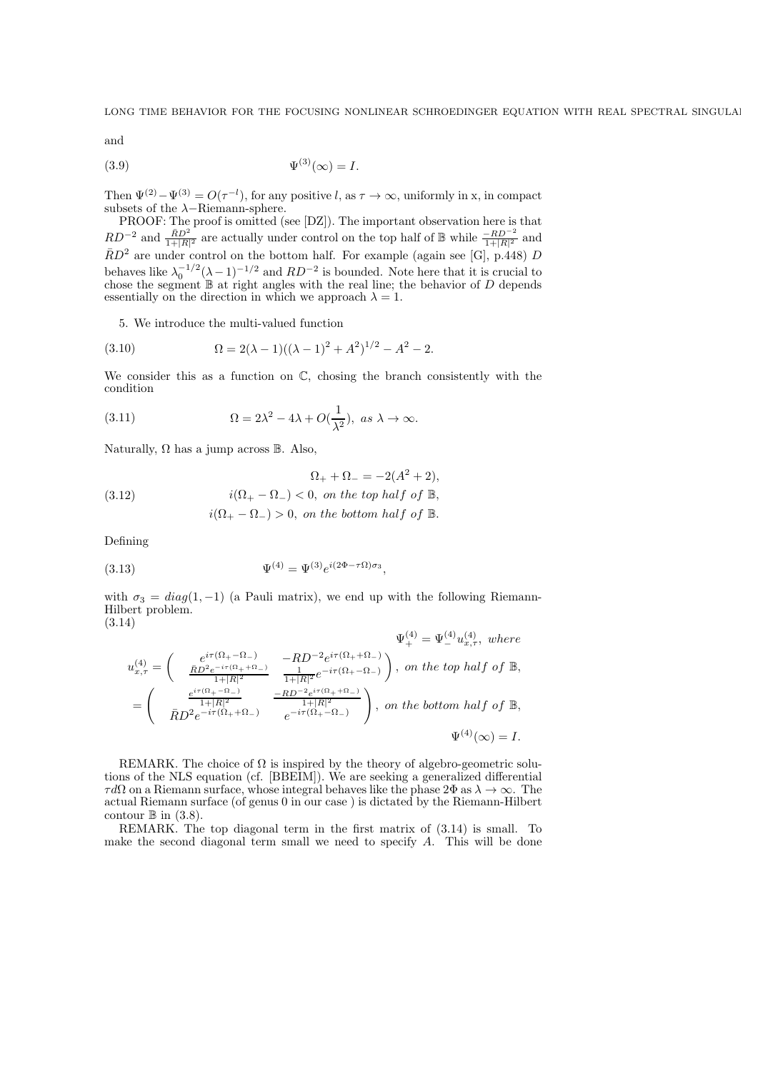and

$$\Psi^{(3)}(\infty) = I. \tag{3.9}$$

Then $\Psi^{(2)} - \Psi^{(3)} = O(\tau^{-l})$, for any positive $l$, as $\tau \to \infty$, uniformly in x, in compact subsets of the $\lambda-$Riemann-sphere.

PROOF: The proof is omitted (see [DZ]). The important observation here is that $RD^{-2}$ and $\frac{\bar{R}D^2}{1+|R|^2}$ are actually under control on the top half of $\mathbb{B}$ while $\frac{-RD^{-2}}{1+|R|^2}$ and $\bar{R}D^2$ are under control on the bottom half. For example (again see [G], p.448) $D$ behaves like $\lambda_0^{-1/2}(\lambda-1)^{-1/2}$ and $RD^{-2}$ is bounded. Note here that it is crucial to chose the segment $\mathbb{B}$ at right angles with the real line; the behavior of $D$ depends essentially on the direction in which we approach $\lambda = 1$.

5. We introduce the multi-valued function

$$\Omega = 2(\lambda-1)((\lambda-1)^2 + A^2)^{1/2} - A^2 - 2. \tag{3.10}$$

We consider this as a function on $\mathbb{C}$, chosing the branch consistently with the condition

$$\Omega = 2\lambda^2 - 4\lambda + O(\frac{1}{\lambda^2}),\ as\ \lambda \to \infty. \tag{3.11}$$

Naturally, $\Omega$ has a jump across $\mathbb{B}$. Also,

$$\begin{gathered} \Omega_+ + \Omega_- = -2(A^2+2), \\ i(\Omega_+ - \Omega_-) < 0,\ on\ the\ top\ half\ of\ \mathbb{B}, \\ i(\Omega_+ - \Omega_-) > 0,\ on\ the\ bottom\ half\ of\ \mathbb{B}. \end{gathered} \tag{3.12}$$

Defining

$$\Psi^{(4)} = \Psi^{(3)} e^{i(2\Phi - \tau\Omega)\sigma_3}, \tag{3.13}$$

with $\sigma_3 = diag(1,-1)$ (a Pauli matrix), we end up with the following Riemann-Hilbert problem.

$$\begin{aligned} &\Psi_+^{(4)} = \Psi_-^{(4)} u_{x,\tau}^{(4)},\ where \\ u_{x,\tau}^{(4)} &= \begin{pmatrix} e^{i\tau(\Omega_+ - \Omega_-)} & -RD^{-2}e^{i\tau(\Omega_+ + \Omega_-)} \\ \frac{\bar{R}D^2 e^{-i\tau(\Omega_+ + \Omega_-)}}{1+|R|^2} & \frac{1}{1+|R|^2}e^{-i\tau(\Omega_+ - \Omega_-)} \end{pmatrix},\ on\ the\ top\ half\ of\ \mathbb{B}, \\ &= \begin{pmatrix} \frac{e^{i\tau(\Omega_+ - \Omega_-)}}{1+|R|^2} & \frac{-RD^{-2}e^{i\tau(\Omega_+ + \Omega_-)}}{1+|R|^2} \\ \bar{R}D^2 e^{-i\tau(\Omega_+ + \Omega_-)} & e^{-i\tau(\Omega_+ - \Omega_-)} \end{pmatrix},\ on\ the\ bottom\ half\ of\ \mathbb{B}, \\ &\Psi^{(4)}(\infty) = I. \end{aligned} \tag{3.14}$$

REMARK. The choice of $\Omega$ is inspired by the theory of algebro-geometric solutions of the NLS equation (cf. [BBEIM]). We are seeking a generalized differential $\tau d\Omega$ on a Riemann surface, whose integral behaves like the phase $2\Phi$ as $\lambda \to \infty$. The actual Riemann surface (of genus 0 in our case ) is dictated by the Riemann-Hilbert contour $\mathbb{B}$ in (3.8).

REMARK. The top diagonal term in the first matrix of (3.14) is small. To make the second diagonal term small we need to specify $A$. This will be done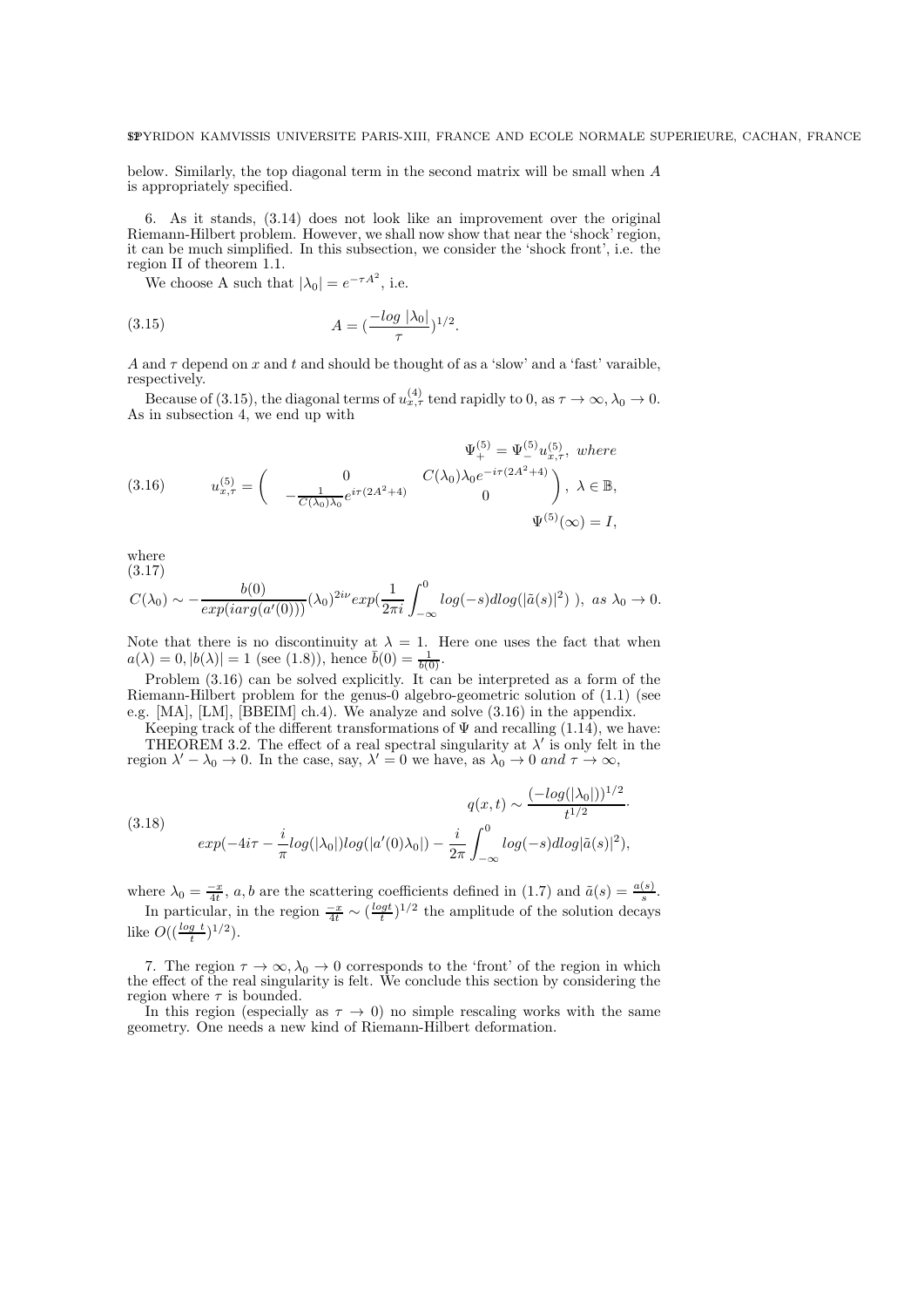below. Similarly, the top diagonal term in the second matrix will be small when $A$ is appropriately specified.

6. As it stands, (3.14) does not look like an improvement over the original Riemann-Hilbert problem. However, we shall now show that near the 'shock' region, it can be much simplified. In this subsection, we consider the 'shock front', i.e. the region II of theorem 1.1.

We choose A such that $|\lambda_0| = e^{-\tau A^2}$, i.e.

$$A = (\frac{-log\ |\lambda_0|}{\tau})^{1/2}. \tag{3.15}$$

$A$ and $\tau$ depend on $x$ and $t$ and should be thought of as a 'slow' and a 'fast' varaible, respectively.

Because of (3.15), the diagonal terms of $u^{(4)}_{x,\tau}$ tend rapidly to 0, as $\tau \to \infty, \lambda_0 \to 0$. As in subsection 4, we end up with

$$\Psi^{(5)}_+ = \Psi^{(5)}_- u^{(5)}_{x,\tau},\ where$$

$$u^{(5)}_{x,\tau} = \begin{pmatrix} 0 & C(\lambda_0)\lambda_0 e^{-i\tau(2A^2+4)} \\ -\frac{1}{C(\lambda_0)\lambda_0} e^{i\tau(2A^2+4)} & 0 \end{pmatrix},\ \lambda \in \mathbb{B}, \tag{3.16}$$

$$\Psi^{(5)}(\infty) = I,$$

where

$$C(\lambda_0) \sim -\frac{b(0)}{exp(iarg(a'(0)))}(\lambda_0)^{2i\nu} exp(\frac{1}{2\pi i}\int_{-\infty}^0 log(-s) dlog(|\tilde{a}(s)|^2)\ ),\ as\ \lambda_0 \to 0. \tag{3.17}$$

Note that there is no discontinuity at $\lambda = 1$. Here one uses the fact that when $a(\lambda) = 0, |b(\lambda)| = 1$ (see (1.8)), hence $\bar{b}(0) = \frac{1}{b(0)}$.

Problem (3.16) can be solved explicitly. It can be interpreted as a form of the Riemann-Hilbert problem for the genus-0 algebro-geometric solution of (1.1) (see e.g. [MA], [LM], [BBEIM] ch.4). We analyze and solve (3.16) in the appendix.

Keeping track of the different transformations of $\Psi$ and recalling (1.14), we have:

THEOREM 3.2. The effect of a real spectral singularity at $\lambda'$ is only felt in the region $\lambda' - \lambda_0 \to 0$. In the case, say, $\lambda' = 0$ we have, as $\lambda_0 \to 0$ *and* $\tau \to \infty$,

$$q(x,t) \sim \frac{(-log(|\lambda_0|))^{1/2}}{t^{1/2}} \cdot$$

$$exp(-4i\tau - \frac{i}{\pi} log(|\lambda_0|) log(|a'(0)\lambda_0|) - \frac{i}{2\pi}\int_{-\infty}^0 log(-s) dlog|\tilde{a}(s)|^2), \tag{3.18}$$

where $\lambda_0 = \frac{-x}{4t}$, $a, b$ are the scattering coefficients defined in (1.7) and $\tilde{a}(s) = \frac{a(s)}{s}$.

In particular, in the region $\frac{-x}{4t} \sim (\frac{log t}{t})^{1/2}$ the amplitude of the solution decays like $O((\frac{log\ t}{t})^{1/2})$.

7. The region $\tau \to \infty, \lambda_0 \to 0$ corresponds to the 'front' of the region in which the effect of the real singularity is felt. We conclude this section by considering the region where $\tau$ is bounded.

In this region (especially as $\tau \to 0$) no simple rescaling works with the same geometry. One needs a new kind of Riemann-Hilbert deformation.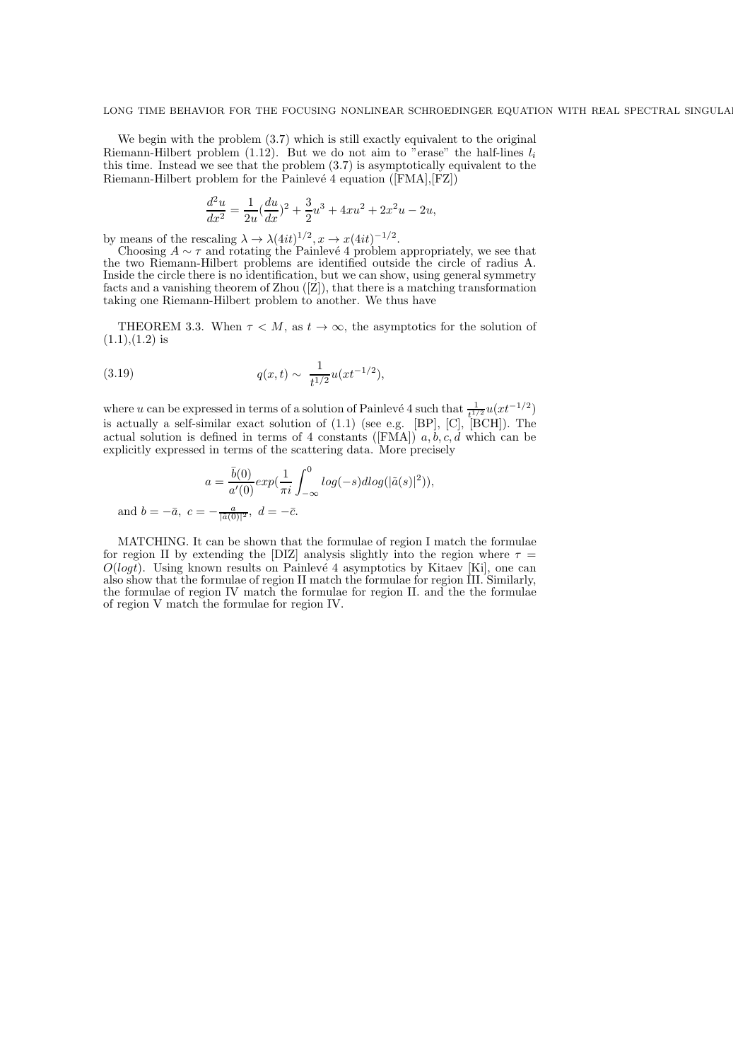We begin with the problem (3.7) which is still exactly equivalent to the original Riemann-Hilbert problem (1.12). But we do not aim to "erase" the half-lines $l_i$ this time. Instead we see that the problem (3.7) is asymptotically equivalent to the Riemann-Hilbert problem for the Painlevé 4 equation ([FMA],[FZ])

$$\frac{d^2u}{dx^2} = \frac{1}{2u}(\frac{du}{dx})^2 + \frac{3}{2}u^3 + 4xu^2 + 2x^2u - 2u,$$

by means of the rescaling $\lambda \to \lambda(4it)^{1/2}, x \to x(4it)^{-1/2}$.

Choosing $A \sim \tau$ and rotating the Painlevé 4 problem appropriately, we see that the two Riemann-Hilbert problems are identified outside the circle of radius A. Inside the circle there is no identification, but we can show, using general symmetry facts and a vanishing theorem of Zhou ([Z]), that there is a matching transformation taking one Riemann-Hilbert problem to another. We thus have

THEOREM 3.3. When $\tau < M$, as $t \to \infty$, the asymptotics for the solution of (1.1),(1.2) is

$$q(x,t) \sim \frac{1}{t^{1/2}} u(xt^{-1/2}), \tag{3.19}$$

where $u$ can be expressed in terms of a solution of Painlevé 4 such that $\frac{1}{t^{1/2}}u(xt^{-1/2})$ is actually a self-similar exact solution of (1.1) (see e.g. [BP], [C], [BCH]). The actual solution is defined in terms of 4 constants ([FMA]) $a, b, c, d$ which can be explicitly expressed in terms of the scattering data. More precisely

$$a = \frac{\bar{b}(0)}{a'(0)} exp(\frac{1}{\pi i}\int_{-\infty}^{0} log(-s) d log(|\tilde{a}(s)|^2)),$$

and $b = -\bar{a},\ c = -\frac{a}{|\tilde{a}(0)|^2},\ d = -\bar{c}$.

MATCHING. It can be shown that the formulae of region I match the formulae for region II by extending the [DIZ] analysis slightly into the region where $\tau = O(logt)$. Using known results on Painlevé 4 asymptotics by Kitaev [Ki], one can also show that the formulae of region II match the formulae for region III. Similarly, the formulae of region IV match the formulae for region II. and the the formulae of region V match the formulae for region IV.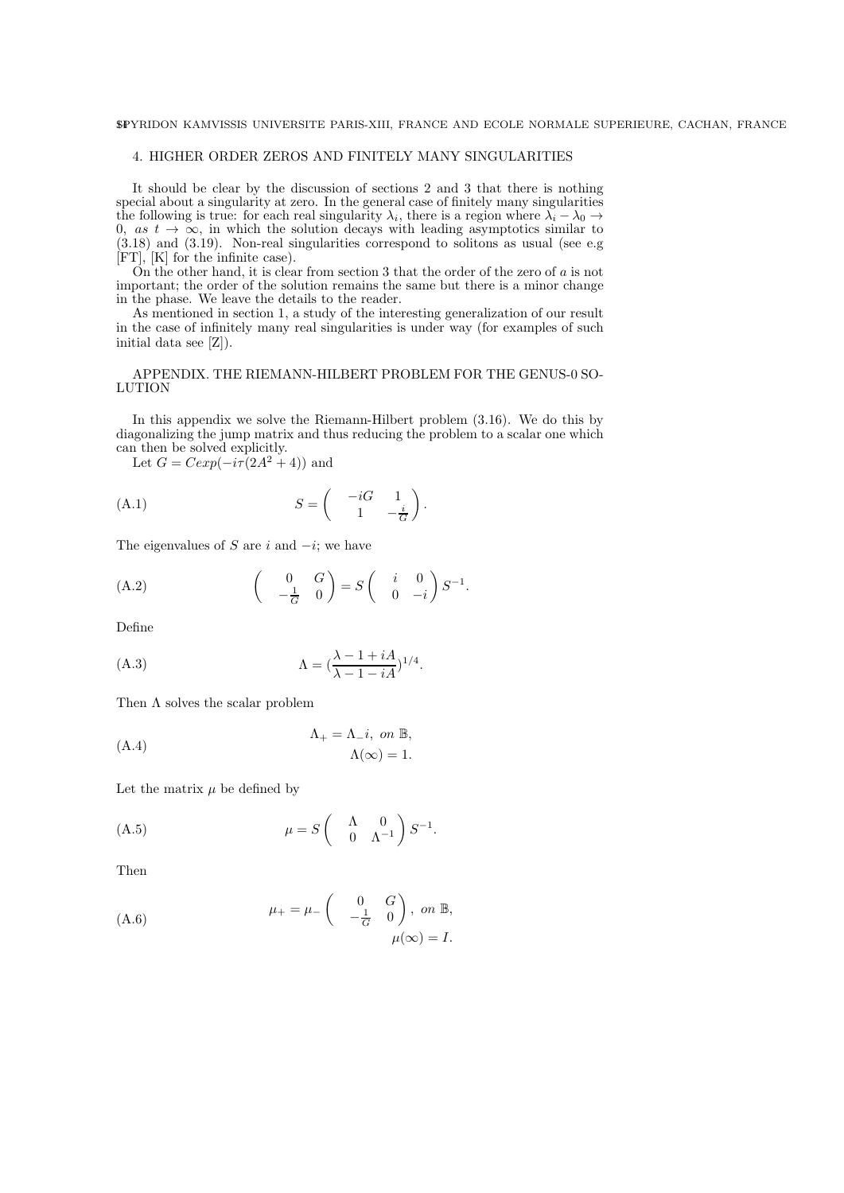## 4. HIGHER ORDER ZEROS AND FINITELY MANY SINGULARITIES

It should be clear by the discussion of sections 2 and 3 that there is nothing special about a singularity at zero. In the general case of finitely many singularities the following is true: for each real singularity $\lambda_i$, there is a region where $\lambda_i - \lambda_0 \to 0$, *as* $t \to \infty$, in which the solution decays with leading asymptotics similar to (3.18) and (3.19). Non-real singularities correspond to solitons as usual (see e.g [FT], [K] for the infinite case).

On the other hand, it is clear from section 3 that the order of the zero of $a$ is not important; the order of the solution remains the same but there is a minor change in the phase. We leave the details to the reader.

As mentioned in section 1, a study of the interesting generalization of our result in the case of infinitely many real singularities is under way (for examples of such initial data see [Z]).

## APPENDIX. THE RIEMANN-HILBERT PROBLEM FOR THE GENUS-0 SOLUTION

In this appendix we solve the Riemann-Hilbert problem (3.16). We do this by diagonalizing the jump matrix and thus reducing the problem to a scalar one which can then be solved explicitly.

Let $G = Cexp(-i\tau(2A^2+4))$ and

$$S = \begin{pmatrix} -iG & 1 \\ 1 & -\frac{i}{G} \end{pmatrix}. \tag{A.1}$$

The eigenvalues of $S$ are $i$ and $-i$; we have

$$\begin{pmatrix} 0 & G \\ -\frac{1}{G} & 0 \end{pmatrix} = S \begin{pmatrix} i & 0 \\ 0 & -i \end{pmatrix} S^{-1}. \tag{A.2}$$

Define

$$\Lambda = (\frac{\lambda - 1 + iA}{\lambda - 1 - iA})^{1/4}. \tag{A.3}$$

Then $\Lambda$ solves the scalar problem

$$\begin{aligned} \Lambda_+ &= \Lambda_- i, \ on \ \mathbb{B}, \\ \Lambda(\infty) &= 1. \end{aligned} \tag{A.4}$$

Let the matrix $\mu$ be defined by

$$\mu = S \begin{pmatrix} \Lambda & 0 \\ 0 & \Lambda^{-1} \end{pmatrix} S^{-1}. \tag{A.5}$$

Then

$$\begin{aligned} \mu_+ &= \mu_- \begin{pmatrix} 0 & G \\ -\frac{1}{G} & 0 \end{pmatrix}, \ on \ \mathbb{B}, \\ \mu(\infty) &= I. \end{aligned} \tag{A.6}$$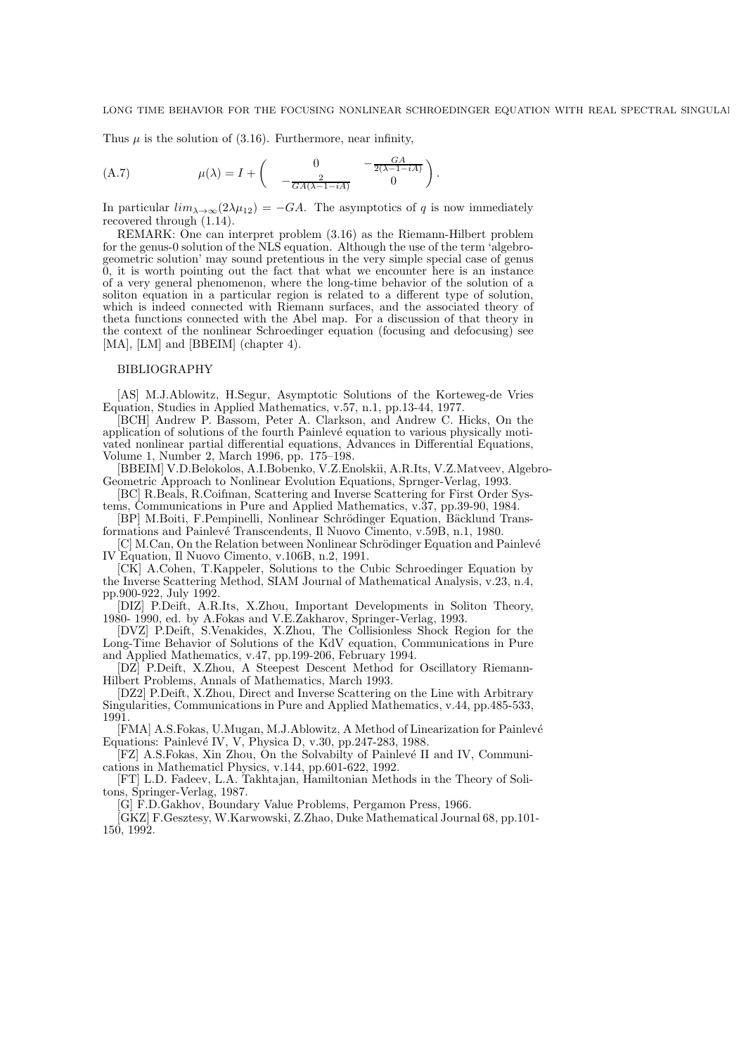Thus $\mu$ is the solution of (3.16). Furthermore, near infinity,

$$\mu(\lambda) = I + \begin{pmatrix} 0 & -\frac{GA}{2(\lambda-1-iA)} \\ -\frac{2}{GA(\lambda-1-iA)} & 0 \end{pmatrix}. \tag{A.7}$$

In particular $lim_{\lambda\to\infty}(2\lambda\mu_{12}) = -GA$. The asymptotics of $q$ is now immediately recovered through (1.14).

REMARK: One can interpret problem (3.16) as the Riemann-Hilbert problem for the genus-0 solution of the NLS equation. Although the use of the term 'algebro-geometric solution' may sound pretentious in the very simple special case of genus 0, it is worth pointing out the fact that what we encounter here is an instance of a very general phenomenon, where the long-time behavior of the solution of a soliton equation in a particular region is related to a different type of solution, which is indeed connected with Riemann surfaces, and the associated theory of theta functions connected with the Abel map. For a discussion of that theory in the context of the nonlinear Schroedinger equation (focusing and defocusing) see [MA], [LM] and [BBEIM] (chapter 4).

## BIBLIOGRAPHY

[AS] M.J.Ablowitz, H.Segur, Asymptotic Solutions of the Korteweg-de Vries Equation, Studies in Applied Mathematics, v.57, n.1, pp.13-44, 1977.

[BCH] Andrew P. Bassom, Peter A. Clarkson, and Andrew C. Hicks, On the application of solutions of the fourth Painlevé equation to various physically motivated nonlinear partial differential equations, Advances in Differential Equations, Volume 1, Number 2, March 1996, pp. 175–198.

[BBEIM] V.D.Belokolos, A.I.Bobenko, V.Z.Enolskii, A.R.Its, V.Z.Matveev, Algebro-Geometric Approach to Nonlinear Evolution Equations, Sprnger-Verlag, 1993.

[BC] R.Beals, R.Coifman, Scattering and Inverse Scattering for First Order Systems, Communications in Pure and Applied Mathematics, v.37, pp.39-90, 1984.

[BP] M.Boiti, F.Pempinelli, Nonlinear Schrödinger Equation, Bäcklund Transformations and Painlevé Transcendents, Il Nuovo Cimento, v.59B, n.1, 1980.

[C] M.Can, On the Relation between Nonlinear Schrödinger Equation and Painlevé IV Equation, Il Nuovo Cimento, v.106B, n.2, 1991.

[CK] A.Cohen, T.Kappeler, Solutions to the Cubic Schroedinger Equation by the Inverse Scattering Method, SIAM Journal of Mathematical Analysis, v.23, n.4, pp.900-922, July 1992.

[DIZ] P.Deift, A.R.Its, X.Zhou, Important Developments in Soliton Theory, 1980- 1990, ed. by A.Fokas and V.E.Zakharov, Springer-Verlag, 1993.

[DVZ] P.Deift, S.Venakides, X.Zhou, The Collisionless Shock Region for the Long-Time Behavior of Solutions of the KdV equation, Communications in Pure and Applied Mathematics, v.47, pp.199-206, February 1994.

[DZ] P.Deift, X.Zhou, A Steepest Descent Method for Oscillatory Riemann-Hilbert Problems, Annals of Mathematics, March 1993.

[DZ2] P.Deift, X.Zhou, Direct and Inverse Scattering on the Line with Arbitrary Singularities, Communications in Pure and Applied Mathematics, v.44, pp.485-533, 1991.

[FMA] A.S.Fokas, U.Mugan, M.J.Ablowitz, A Method of Linearization for Painlevé Equations: Painlevé IV, V, Physica D, v.30, pp.247-283, 1988.

[FZ] A.S.Fokas, Xin Zhou, On the Solvabilty of Painlevé II and IV, Communications in Mathematicl Physics, v.144, pp.601-622, 1992.

[FT] L.D. Fadeev, L.A. Takhtajan, Hamiltonian Methods in the Theory of Solitons, Springer-Verlag, 1987.

[G] F.D.Gakhov, Boundary Value Problems, Pergamon Press, 1966.

[GKZ] F.Gesztesy, W.Karwowski, Z.Zhao, Duke Mathematical Journal 68, pp.101-150, 1992.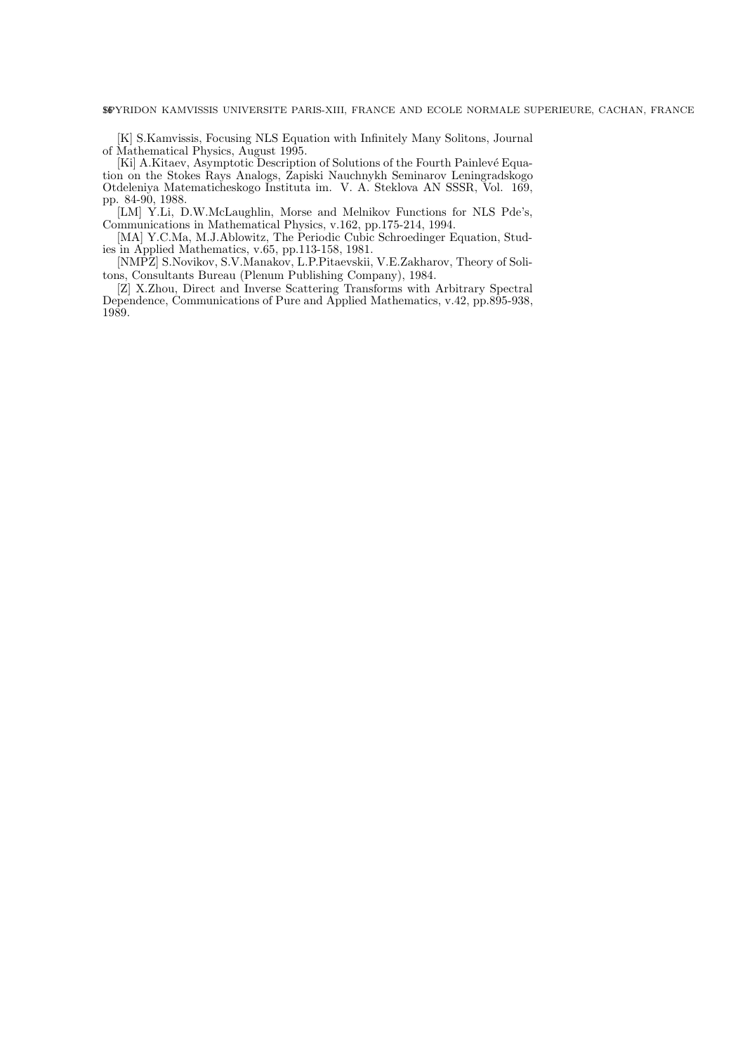[K] S.Kamvissis, Focusing NLS Equation with Infinitely Many Solitons, Journal of Mathematical Physics, August 1995.

[Ki] A.Kitaev, Asymptotic Description of Solutions of the Fourth Painlevé Equation on the Stokes Rays Analogs, Zapiski Nauchnykh Seminarov Leningradskogo Otdeleniya Matematicheskogo Instituta im. V. A. Steklova AN SSSR, Vol. 169, pp. 84-90, 1988.

[LM] Y.Li, D.W.McLaughlin, Morse and Melnikov Functions for NLS Pde's, Communications in Mathematical Physics, v.162, pp.175-214, 1994.

[MA] Y.C.Ma, M.J.Ablowitz, The Periodic Cubic Schroedinger Equation, Studies in Applied Mathematics, v.65, pp.113-158, 1981.

[NMPZ] S.Novikov, S.V.Manakov, L.P.Pitaevskii, V.E.Zakharov, Theory of Solitons, Consultants Bureau (Plenum Publishing Company), 1984.

[Z] X.Zhou, Direct and Inverse Scattering Transforms with Arbitrary Spectral Dependence, Communications of Pure and Applied Mathematics, v.42, pp.895-938, 1989.